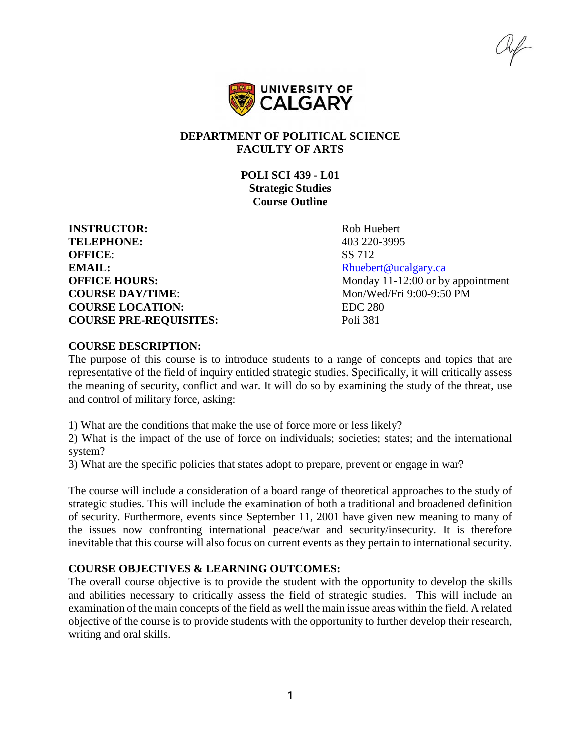**DEPARTMENT OF POLITICAL SCIENCE**
**FACULTY OF ARTS**

**POLI SCI 439 - L01**
**Strategic Studies**
**Course Outline**

| | |
|---|---|
| **INSTRUCTOR:** | Rob Huebert |
| **TELEPHONE:** | 403 220-3995 |
| **OFFICE**: | SS 712 |
| **EMAIL:** | Rhuebert@ucalgary.ca |
| **OFFICE HOURS:** | Monday 11-12:00 or by appointment |
| **COURSE DAY/TIME**: | Mon/Wed/Fri 9:00-9:50 PM |
| **COURSE LOCATION:** | EDC 280 |
| **COURSE PRE-REQUISITES:** | Poli 381 |

**COURSE DESCRIPTION:**

The purpose of this course is to introduce students to a range of concepts and topics that are representative of the field of inquiry entitled strategic studies. Specifically, it will critically assess the meaning of security, conflict and war. It will do so by examining the study of the threat, use and control of military force, asking:

1) What are the conditions that make the use of force more or less likely?
2) What is the impact of the use of force on individuals; societies; states; and the international system?
3) What are the specific policies that states adopt to prepare, prevent or engage in war?

The course will include a consideration of a board range of theoretical approaches to the study of strategic studies. This will include the examination of both a traditional and broadened definition of security. Furthermore, events since September 11, 2001 have given new meaning to many of the issues now confronting international peace/war and security/insecurity. It is therefore inevitable that this course will also focus on current events as they pertain to international security.

**COURSE OBJECTIVES & LEARNING OUTCOMES:**

The overall course objective is to provide the student with the opportunity to develop the skills and abilities necessary to critically assess the field of strategic studies. This will include an examination of the main concepts of the field as well the main issue areas within the field. A related objective of the course is to provide students with the opportunity to further develop their research, writing and oral skills.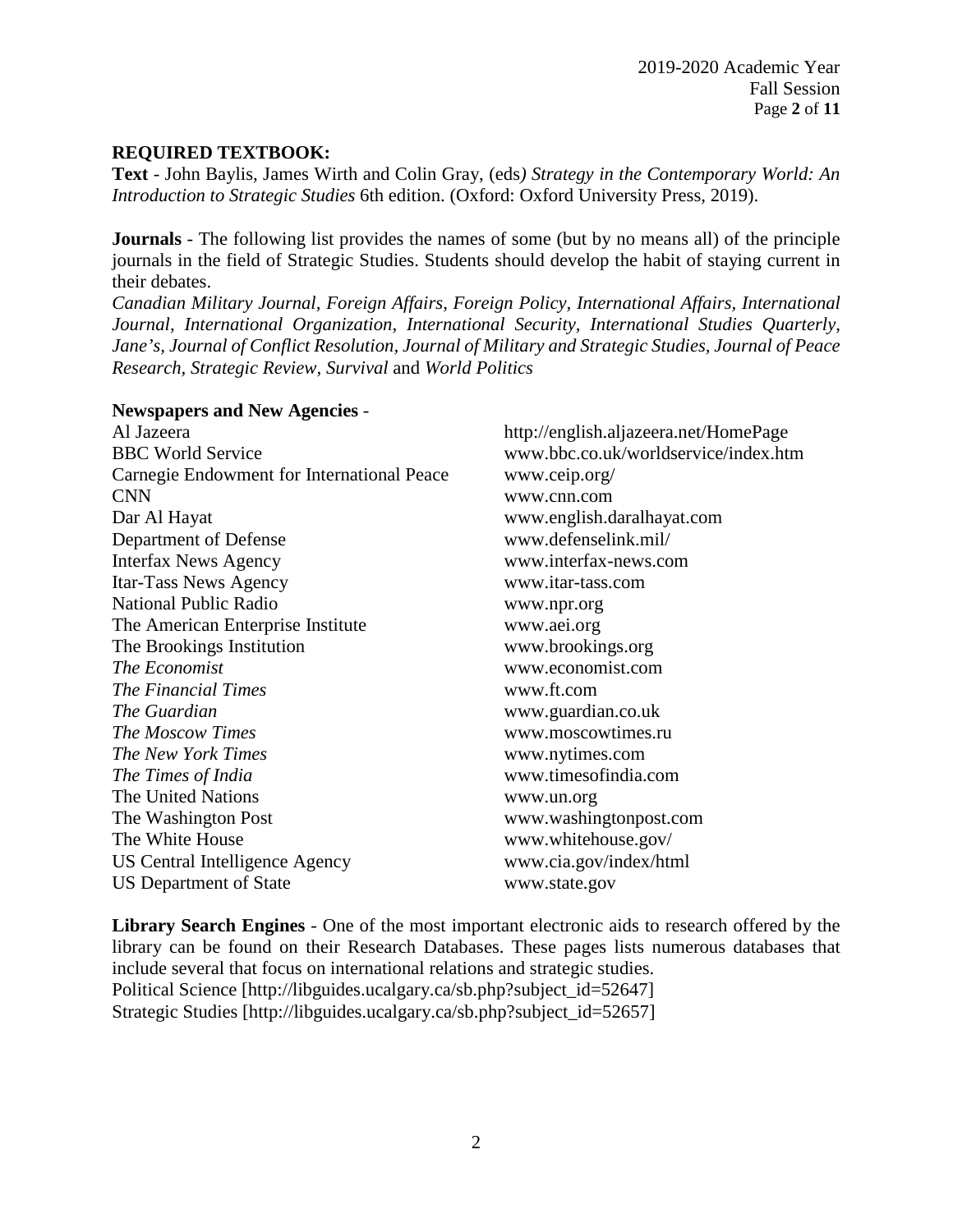## REQUIRED TEXTBOOK:

**Text** - John Baylis, James Wirth and Colin Gray, (eds*) Strategy in the Contemporary World: An Introduction to Strategic Studies* 6th edition. (Oxford: Oxford University Press, 2019).

**Journals** - The following list provides the names of some (but by no means all) of the principle journals in the field of Strategic Studies. Students should develop the habit of staying current in their debates.

*Canadian Military Journal, Foreign Affairs, Foreign Policy, International Affairs, International Journal, International Organization, International Security, International Studies Quarterly, Jane's, Journal of Conflict Resolution, Journal of Military and Strategic Studies, Journal of Peace Research, Strategic Review, Survival* and *World Politics*

**Newspapers and New Agencies** -

| | |
|---|---|
| Al Jazeera | http://english.aljazeera.net/HomePage |
| BBC World Service | www.bbc.co.uk/worldservice/index.htm |
| Carnegie Endowment for International Peace | www.ceip.org/ |
| CNN | www.cnn.com |
| Dar Al Hayat | www.english.daralhayat.com |
| Department of Defense | www.defenselink.mil/ |
| Interfax News Agency | www.interfax-news.com |
| Itar-Tass News Agency | www.itar-tass.com |
| National Public Radio | www.npr.org |
| The American Enterprise Institute | www.aei.org |
| The Brookings Institution | www.brookings.org |
| *The Economist* | www.economist.com |
| *The Financial Times* | www.ft.com |
| *The Guardian* | www.guardian.co.uk |
| *The Moscow Times* | www.moscowtimes.ru |
| *The New York Times* | www.nytimes.com |
| *The Times of India* | www.timesofindia.com |
| The United Nations | www.un.org |
| The Washington Post | www.washingtonpost.com |
| The White House | www.whitehouse.gov/ |
| US Central Intelligence Agency | www.cia.gov/index/html |
| US Department of State | www.state.gov |

**Library Search Engines** - One of the most important electronic aids to research offered by the library can be found on their Research Databases. These pages lists numerous databases that include several that focus on international relations and strategic studies.

Political Science [http://libguides.ucalgary.ca/sb.php?subject_id=52647]

Strategic Studies [http://libguides.ucalgary.ca/sb.php?subject_id=52657]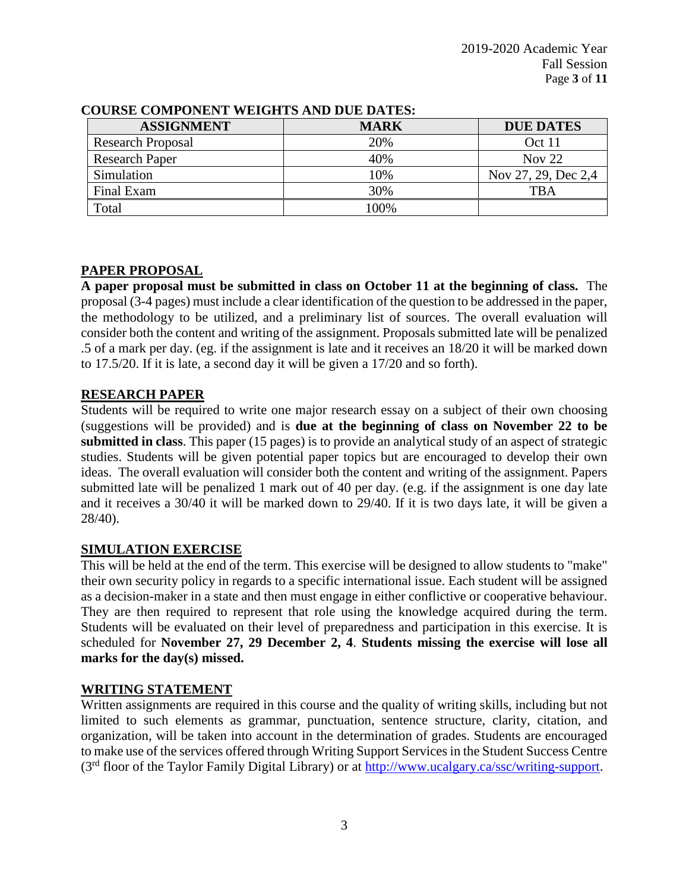**COURSE COMPONENT WEIGHTS AND DUE DATES:**

| ASSIGNMENT | MARK | DUE DATES |
|---|---|---|
| Research Proposal | 20% | Oct 11 |
| Research Paper | 40% | Nov 22 |
| Simulation | 10% | Nov 27, 29, Dec 2,4 |
| Final Exam | 30% | TBA |
| Total | 100% | |

## PAPER PROPOSAL

**A paper proposal must be submitted in class on October 11 at the beginning of class.** The proposal (3-4 pages) must include a clear identification of the question to be addressed in the paper, the methodology to be utilized, and a preliminary list of sources. The overall evaluation will consider both the content and writing of the assignment. Proposals submitted late will be penalized .5 of a mark per day. (eg. if the assignment is late and it receives an 18/20 it will be marked down to 17.5/20. If it is late, a second day it will be given a 17/20 and so forth).

## RESEARCH PAPER

Students will be required to write one major research essay on a subject of their own choosing (suggestions will be provided) and is **due at the beginning of class on November 22 to be submitted in class**. This paper (15 pages) is to provide an analytical study of an aspect of strategic studies. Students will be given potential paper topics but are encouraged to develop their own ideas. The overall evaluation will consider both the content and writing of the assignment. Papers submitted late will be penalized 1 mark out of 40 per day. (e.g. if the assignment is one day late and it receives a 30/40 it will be marked down to 29/40. If it is two days late, it will be given a 28/40).

## SIMULATION EXERCISE

This will be held at the end of the term. This exercise will be designed to allow students to "make" their own security policy in regards to a specific international issue. Each student will be assigned as a decision-maker in a state and then must engage in either conflictive or cooperative behaviour. They are then required to represent that role using the knowledge acquired during the term. Students will be evaluated on their level of preparedness and participation in this exercise. It is scheduled for **November 27, 29 December 2, 4**. **Students missing the exercise will lose all marks for the day(s) missed.**

## WRITING STATEMENT

Written assignments are required in this course and the quality of writing skills, including but not limited to such elements as grammar, punctuation, sentence structure, clarity, citation, and organization, will be taken into account in the determination of grades. Students are encouraged to make use of the services offered through Writing Support Services in the Student Success Centre (3rd floor of the Taylor Family Digital Library) or at http://www.ucalgary.ca/ssc/writing-support.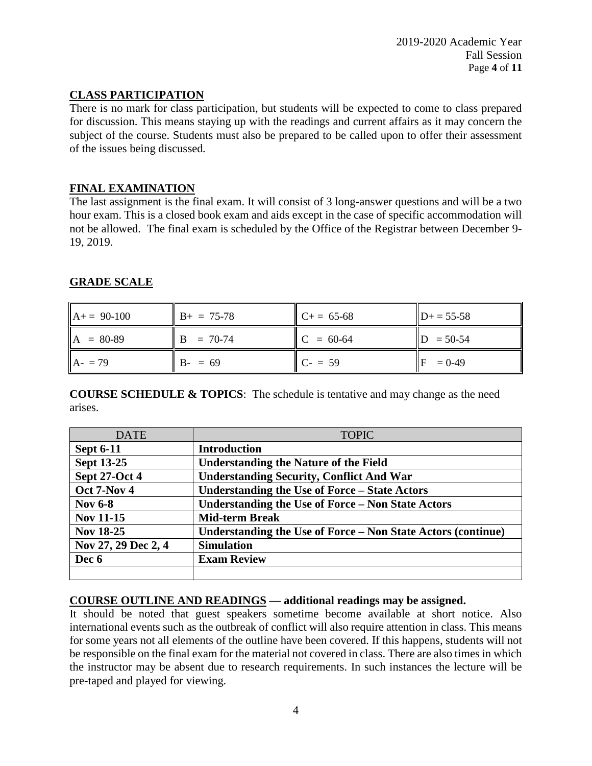## CLASS PARTICIPATION

There is no mark for class participation, but students will be expected to come to class prepared for discussion. This means staying up with the readings and current affairs as it may concern the subject of the course. Students must also be prepared to be called upon to offer their assessment of the issues being discussed.

## FINAL EXAMINATION

The last assignment is the final exam. It will consist of 3 long-answer questions and will be a two hour exam. This is a closed book exam and aids except in the case of specific accommodation will not be allowed. The final exam is scheduled by the Office of the Registrar between December 9-19, 2019.

## GRADE SCALE

| | | | |
|---|---|---|---|
| A+ = 90-100 | B+ = 75-78 | C+ = 65-68 | D+ = 55-58 |
| A = 80-89 | B = 70-74 | C = 60-64 | D = 50-54 |
| A- = 79 | B- = 69 | C- = 59 | F = 0-49 |

**COURSE SCHEDULE & TOPICS**: The schedule is tentative and may change as the need arises.

| DATE | TOPIC |
|---|---|
| **Sept 6-11** | **Introduction** |
| **Sept 13-25** | **Understanding the Nature of the Field** |
| **Sept 27-Oct 4** | **Understanding Security, Conflict And War** |
| **Oct 7-Nov 4** | **Understanding the Use of Force – State Actors** |
| **Nov 6-8** | **Understanding the Use of Force – Non State Actors** |
| **Nov 11-15** | **Mid-term Break** |
| **Nov 18-25** | **Understanding the Use of Force – Non State Actors (continue)** |
| **Nov 27, 29 Dec 2, 4** | **Simulation** |
| **Dec 6** | **Exam Review** |
| | |

## COURSE OUTLINE AND READINGS — additional readings may be assigned.

It should be noted that guest speakers sometime become available at short notice. Also international events such as the outbreak of conflict will also require attention in class. This means for some years not all elements of the outline have been covered. If this happens, students will not be responsible on the final exam for the material not covered in class. There are also times in which the instructor may be absent due to research requirements. In such instances the lecture will be pre-taped and played for viewing.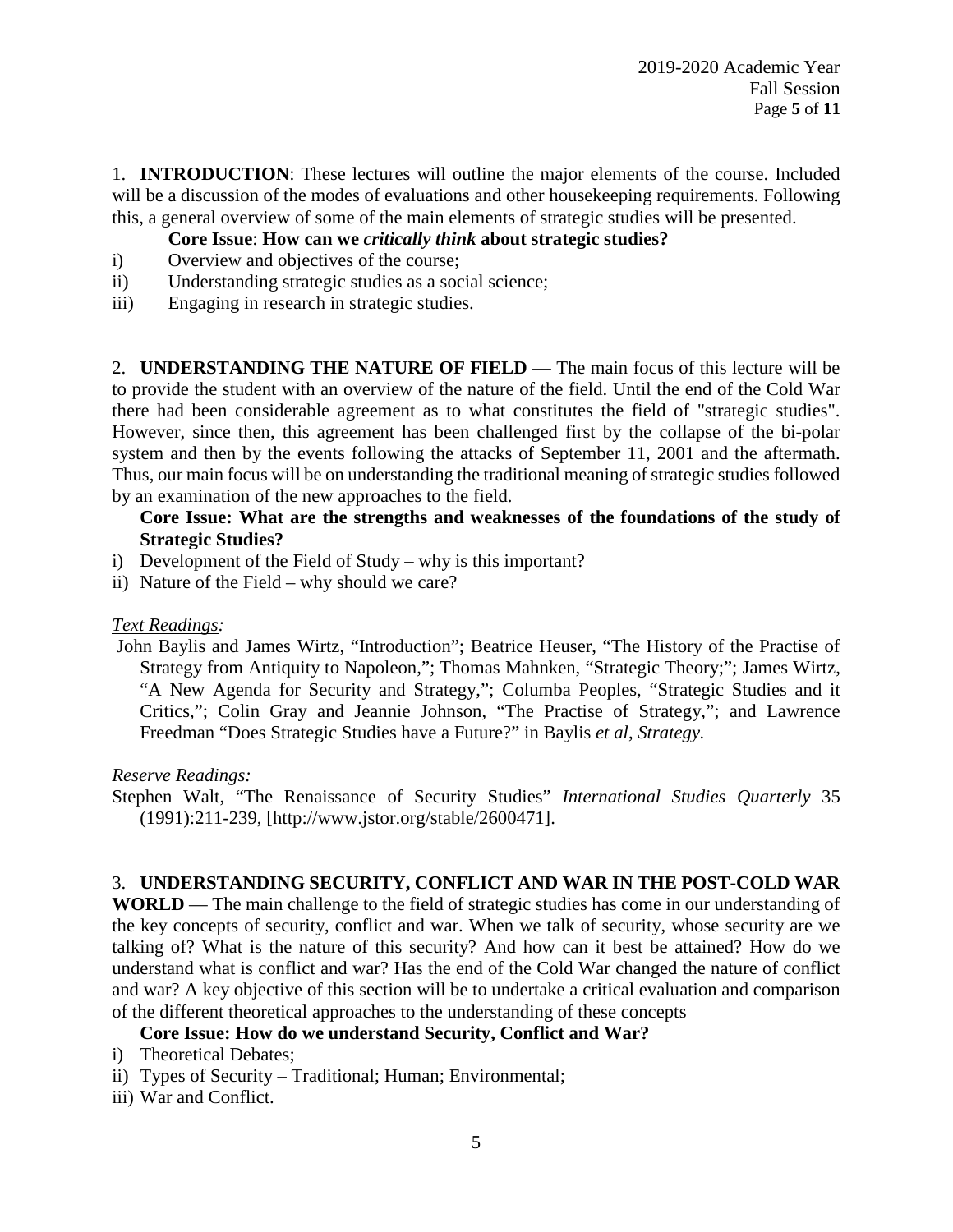1. **INTRODUCTION**: These lectures will outline the major elements of the course. Included will be a discussion of the modes of evaluations and other housekeeping requirements. Following this, a general overview of some of the main elements of strategic studies will be presented.

**Core Issue**: **How can we *critically think* about strategic studies?**

i) Overview and objectives of the course;
ii) Understanding strategic studies as a social science;
iii) Engaging in research in strategic studies.

2. **UNDERSTANDING THE NATURE OF FIELD** — The main focus of this lecture will be to provide the student with an overview of the nature of the field. Until the end of the Cold War there had been considerable agreement as to what constitutes the field of "strategic studies". However, since then, this agreement has been challenged first by the collapse of the bi-polar system and then by the events following the attacks of September 11, 2001 and the aftermath. Thus, our main focus will be on understanding the traditional meaning of strategic studies followed by an examination of the new approaches to the field.

**Core Issue: What are the strengths and weaknesses of the foundations of the study of Strategic Studies?**

i) Development of the Field of Study – why is this important?
ii) Nature of the Field – why should we care?

*Text Readings:*

John Baylis and James Wirtz, "Introduction"; Beatrice Heuser, "The History of the Practise of Strategy from Antiquity to Napoleon,"; Thomas Mahnken, "Strategic Theory;"; James Wirtz, "A New Agenda for Security and Strategy,"; Columba Peoples, "Strategic Studies and it Critics,"; Colin Gray and Jeannie Johnson, "The Practise of Strategy,"; and Lawrence Freedman "Does Strategic Studies have a Future?" in Baylis *et al*, *Strategy.*

*Reserve Readings:*

Stephen Walt, "The Renaissance of Security Studies" *International Studies Quarterly* 35 (1991):211-239, [http://www.jstor.org/stable/2600471].

3. **UNDERSTANDING SECURITY, CONFLICT AND WAR IN THE POST-COLD WAR WORLD** — The main challenge to the field of strategic studies has come in our understanding of the key concepts of security, conflict and war. When we talk of security, whose security are we talking of? What is the nature of this security? And how can it best be attained? How do we understand what is conflict and war? Has the end of the Cold War changed the nature of conflict and war? A key objective of this section will be to undertake a critical evaluation and comparison of the different theoretical approaches to the understanding of these concepts

**Core Issue: How do we understand Security, Conflict and War?**

i) Theoretical Debates;
ii) Types of Security – Traditional; Human; Environmental;
iii) War and Conflict.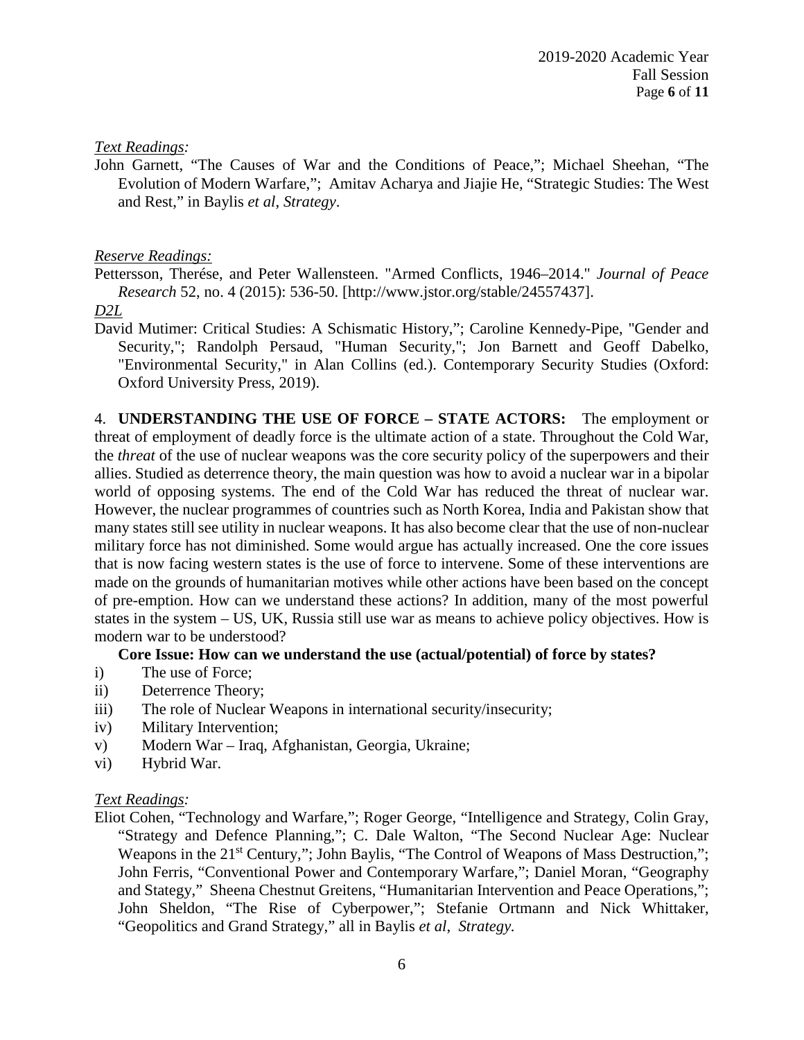*Text Readings:*

John Garnett, "The Causes of War and the Conditions of Peace,"; Michael Sheehan, "The Evolution of Modern Warfare,"; Amitav Acharya and Jiajie He, "Strategic Studies: The West and Rest," in Baylis *et al*, *Strategy*.

*Reserve Readings:*

Pettersson, Therése, and Peter Wallensteen. "Armed Conflicts, 1946–2014." *Journal of Peace Research* 52, no. 4 (2015): 536-50. [http://www.jstor.org/stable/24557437].

*D2L*

David Mutimer: Critical Studies: A Schismatic History,"; Caroline Kennedy-Pipe, "Gender and Security,"; Randolph Persaud, "Human Security,"; Jon Barnett and Geoff Dabelko, "Environmental Security," in Alan Collins (ed.). Contemporary Security Studies (Oxford: Oxford University Press, 2019).

4. **UNDERSTANDING THE USE OF FORCE – STATE ACTORS:** The employment or threat of employment of deadly force is the ultimate action of a state. Throughout the Cold War, the *threat* of the use of nuclear weapons was the core security policy of the superpowers and their allies. Studied as deterrence theory, the main question was how to avoid a nuclear war in a bipolar world of opposing systems. The end of the Cold War has reduced the threat of nuclear war. However, the nuclear programmes of countries such as North Korea, India and Pakistan show that many states still see utility in nuclear weapons. It has also become clear that the use of non-nuclear military force has not diminished. Some would argue has actually increased. One the core issues that is now facing western states is the use of force to intervene. Some of these interventions are made on the grounds of humanitarian motives while other actions have been based on the concept of pre-emption. How can we understand these actions? In addition, many of the most powerful states in the system – US, UK, Russia still use war as means to achieve policy objectives. How is modern war to be understood?

**Core Issue: How can we understand the use (actual/potential) of force by states?**

i) The use of Force;
ii) Deterrence Theory;
iii) The role of Nuclear Weapons in international security/insecurity;
iv) Military Intervention;
v) Modern War – Iraq, Afghanistan, Georgia, Ukraine;
vi) Hybrid War.

*Text Readings:*

Eliot Cohen, "Technology and Warfare,"; Roger George, "Intelligence and Strategy, Colin Gray, "Strategy and Defence Planning,"; C. Dale Walton, "The Second Nuclear Age: Nuclear Weapons in the 21st Century,"; John Baylis, "The Control of Weapons of Mass Destruction,"; John Ferris, "Conventional Power and Contemporary Warfare,"; Daniel Moran, "Geography and Stategy," Sheena Chestnut Greitens, "Humanitarian Intervention and Peace Operations,"; John Sheldon, "The Rise of Cyberpower,"; Stefanie Ortmann and Nick Whittaker, "Geopolitics and Grand Strategy," all in Baylis *et al*, *Strategy.*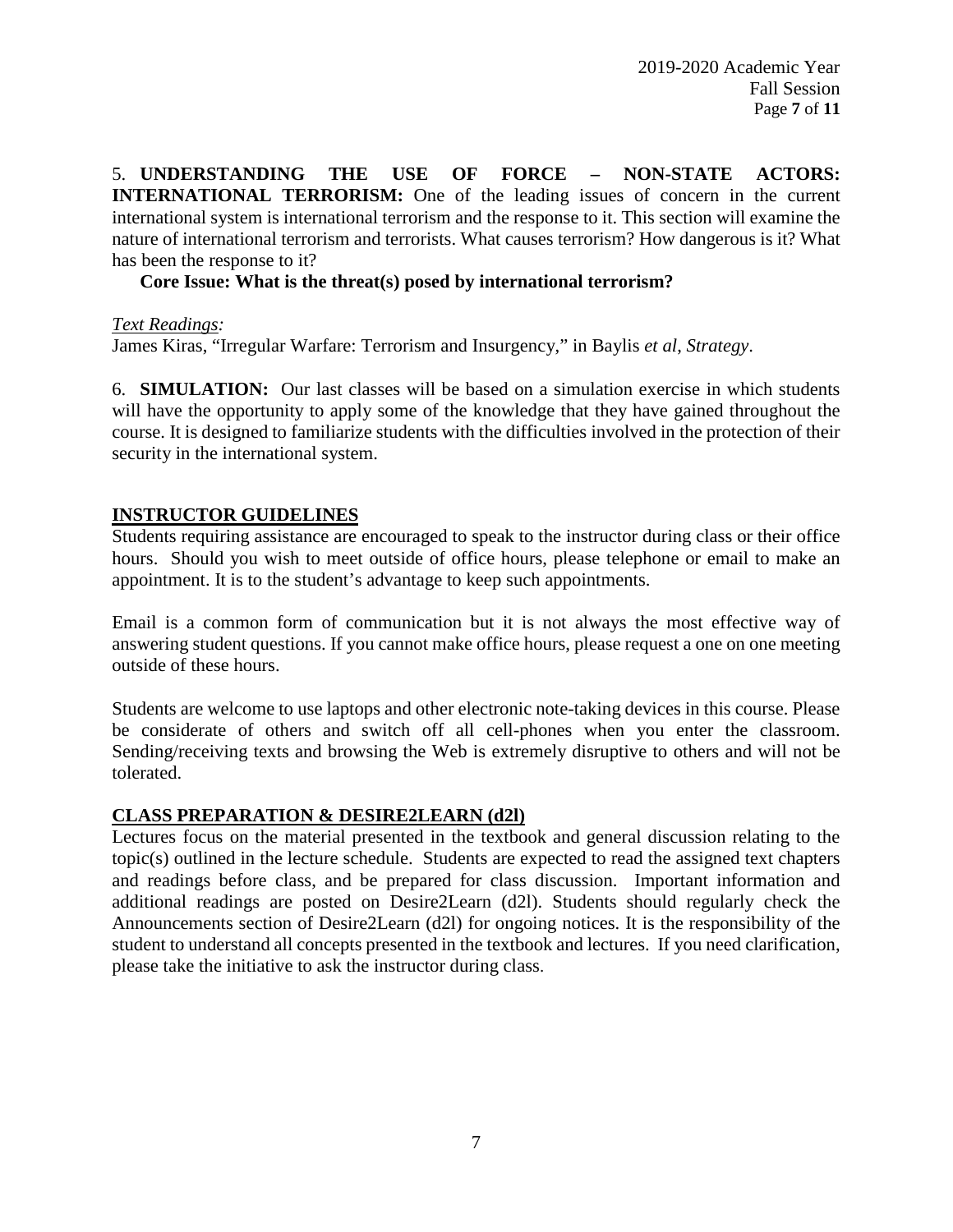5. **UNDERSTANDING THE USE OF FORCE – NON-STATE ACTORS: INTERNATIONAL TERRORISM:** One of the leading issues of concern in the current international system is international terrorism and the response to it. This section will examine the nature of international terrorism and terrorists. What causes terrorism? How dangerous is it? What has been the response to it?

**Core Issue: What is the threat(s) posed by international terrorism?**

*Text Readings:*

James Kiras, "Irregular Warfare: Terrorism and Insurgency," in Baylis *et al*, *Strategy*.

6. **SIMULATION:** Our last classes will be based on a simulation exercise in which students will have the opportunity to apply some of the knowledge that they have gained throughout the course. It is designed to familiarize students with the difficulties involved in the protection of their security in the international system.

## INSTRUCTOR GUIDELINES

Students requiring assistance are encouraged to speak to the instructor during class or their office hours. Should you wish to meet outside of office hours, please telephone or email to make an appointment. It is to the student's advantage to keep such appointments.

Email is a common form of communication but it is not always the most effective way of answering student questions. If you cannot make office hours, please request a one on one meeting outside of these hours.

Students are welcome to use laptops and other electronic note-taking devices in this course. Please be considerate of others and switch off all cell-phones when you enter the classroom. Sending/receiving texts and browsing the Web is extremely disruptive to others and will not be tolerated.

## CLASS PREPARATION & DESIRE2LEARN (d2l)

Lectures focus on the material presented in the textbook and general discussion relating to the topic(s) outlined in the lecture schedule. Students are expected to read the assigned text chapters and readings before class, and be prepared for class discussion. Important information and additional readings are posted on Desire2Learn (d2l). Students should regularly check the Announcements section of Desire2Learn (d2l) for ongoing notices. It is the responsibility of the student to understand all concepts presented in the textbook and lectures. If you need clarification, please take the initiative to ask the instructor during class.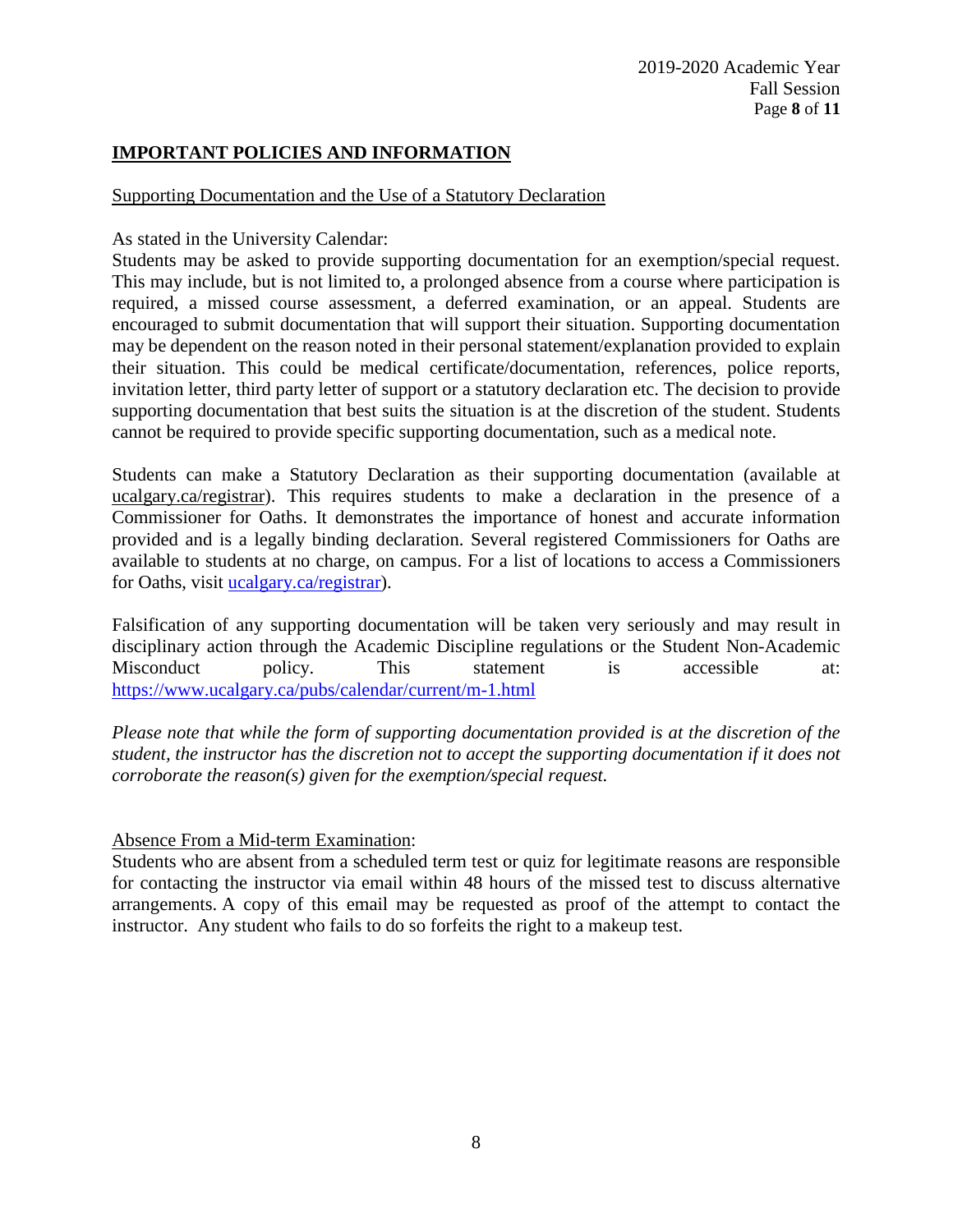## IMPORTANT POLICIES AND INFORMATION

### Supporting Documentation and the Use of a Statutory Declaration

As stated in the University Calendar:
Students may be asked to provide supporting documentation for an exemption/special request. This may include, but is not limited to, a prolonged absence from a course where participation is required, a missed course assessment, a deferred examination, or an appeal. Students are encouraged to submit documentation that will support their situation. Supporting documentation may be dependent on the reason noted in their personal statement/explanation provided to explain their situation. This could be medical certificate/documentation, references, police reports, invitation letter, third party letter of support or a statutory declaration etc. The decision to provide supporting documentation that best suits the situation is at the discretion of the student. Students cannot be required to provide specific supporting documentation, such as a medical note.

Students can make a Statutory Declaration as their supporting documentation (available at ucalgary.ca/registrar). This requires students to make a declaration in the presence of a Commissioner for Oaths. It demonstrates the importance of honest and accurate information provided and is a legally binding declaration. Several registered Commissioners for Oaths are available to students at no charge, on campus. For a list of locations to access a Commissioners for Oaths, visit ucalgary.ca/registrar).

Falsification of any supporting documentation will be taken very seriously and may result in disciplinary action through the Academic Discipline regulations or the Student Non-Academic Misconduct policy. This statement is accessible at: https://www.ucalgary.ca/pubs/calendar/current/m-1.html

*Please note that while the form of supporting documentation provided is at the discretion of the student, the instructor has the discretion not to accept the supporting documentation if it does not corroborate the reason(s) given for the exemption/special request.*

### Absence From a Mid-term Examination:

Students who are absent from a scheduled term test or quiz for legitimate reasons are responsible for contacting the instructor via email within 48 hours of the missed test to discuss alternative arrangements. A copy of this email may be requested as proof of the attempt to contact the instructor. Any student who fails to do so forfeits the right to a makeup test.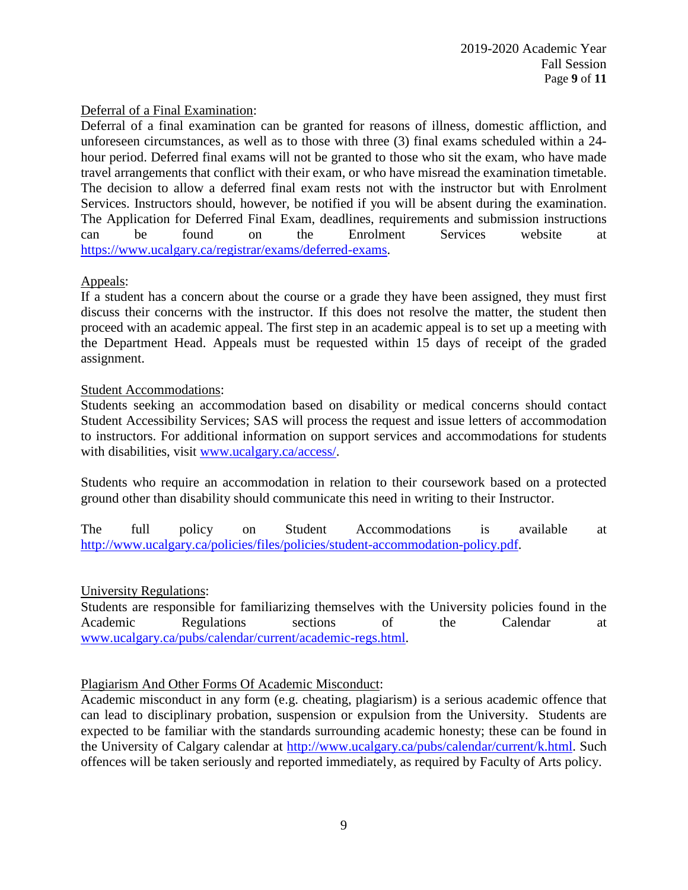Deferral of a Final Examination:

Deferral of a final examination can be granted for reasons of illness, domestic affliction, and unforeseen circumstances, as well as to those with three (3) final exams scheduled within a 24-hour period. Deferred final exams will not be granted to those who sit the exam, who have made travel arrangements that conflict with their exam, or who have misread the examination timetable. The decision to allow a deferred final exam rests not with the instructor but with Enrolment Services. Instructors should, however, be notified if you will be absent during the examination. The Application for Deferred Final Exam, deadlines, requirements and submission instructions can be found on the Enrolment Services website at https://www.ucalgary.ca/registrar/exams/deferred-exams.

Appeals:

If a student has a concern about the course or a grade they have been assigned, they must first discuss their concerns with the instructor. If this does not resolve the matter, the student then proceed with an academic appeal. The first step in an academic appeal is to set up a meeting with the Department Head. Appeals must be requested within 15 days of receipt of the graded assignment.

Student Accommodations:

Students seeking an accommodation based on disability or medical concerns should contact Student Accessibility Services; SAS will process the request and issue letters of accommodation to instructors. For additional information on support services and accommodations for students with disabilities, visit www.ucalgary.ca/access/.

Students who require an accommodation in relation to their coursework based on a protected ground other than disability should communicate this need in writing to their Instructor.

The full policy on Student Accommodations is available at http://www.ucalgary.ca/policies/files/policies/student-accommodation-policy.pdf.

University Regulations:

Students are responsible for familiarizing themselves with the University policies found in the Academic Regulations sections of the Calendar at www.ucalgary.ca/pubs/calendar/current/academic-regs.html.

Plagiarism And Other Forms Of Academic Misconduct:

Academic misconduct in any form (e.g. cheating, plagiarism) is a serious academic offence that can lead to disciplinary probation, suspension or expulsion from the University. Students are expected to be familiar with the standards surrounding academic honesty; these can be found in the University of Calgary calendar at http://www.ucalgary.ca/pubs/calendar/current/k.html. Such offences will be taken seriously and reported immediately, as required by Faculty of Arts policy.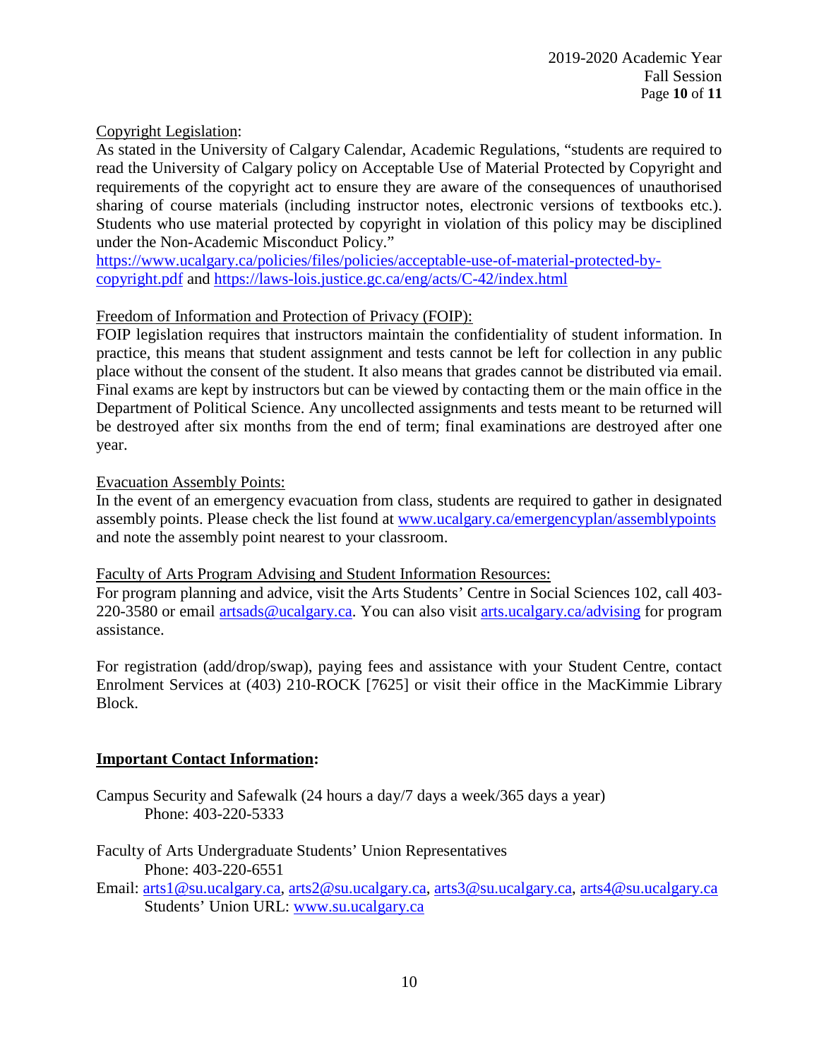Copyright Legislation:
As stated in the University of Calgary Calendar, Academic Regulations, "students are required to read the University of Calgary policy on Acceptable Use of Material Protected by Copyright and requirements of the copyright act to ensure they are aware of the consequences of unauthorised sharing of course materials (including instructor notes, electronic versions of textbooks etc.). Students who use material protected by copyright in violation of this policy may be disciplined under the Non-Academic Misconduct Policy."
https://www.ucalgary.ca/policies/files/policies/acceptable-use-of-material-protected-by-copyright.pdf and https://laws-lois.justice.gc.ca/eng/acts/C-42/index.html

Freedom of Information and Protection of Privacy (FOIP):
FOIP legislation requires that instructors maintain the confidentiality of student information. In practice, this means that student assignment and tests cannot be left for collection in any public place without the consent of the student. It also means that grades cannot be distributed via email. Final exams are kept by instructors but can be viewed by contacting them or the main office in the Department of Political Science. Any uncollected assignments and tests meant to be returned will be destroyed after six months from the end of term; final examinations are destroyed after one year.

Evacuation Assembly Points:
In the event of an emergency evacuation from class, students are required to gather in designated assembly points. Please check the list found at www.ucalgary.ca/emergencyplan/assemblypoints and note the assembly point nearest to your classroom.

Faculty of Arts Program Advising and Student Information Resources:
For program planning and advice, visit the Arts Students' Centre in Social Sciences 102, call 403-220-3580 or email artsads@ucalgary.ca. You can also visit arts.ucalgary.ca/advising for program assistance.

For registration (add/drop/swap), paying fees and assistance with your Student Centre, contact Enrolment Services at (403) 210-ROCK [7625] or visit their office in the MacKimmie Library Block.

**Important Contact Information:**

Campus Security and Safewalk (24 hours a day/7 days a week/365 days a year)
Phone: 403-220-5333

Faculty of Arts Undergraduate Students' Union Representatives
Phone: 403-220-6551
Email: arts1@su.ucalgary.ca, arts2@su.ucalgary.ca, arts3@su.ucalgary.ca, arts4@su.ucalgary.ca
Students' Union URL: www.su.ucalgary.ca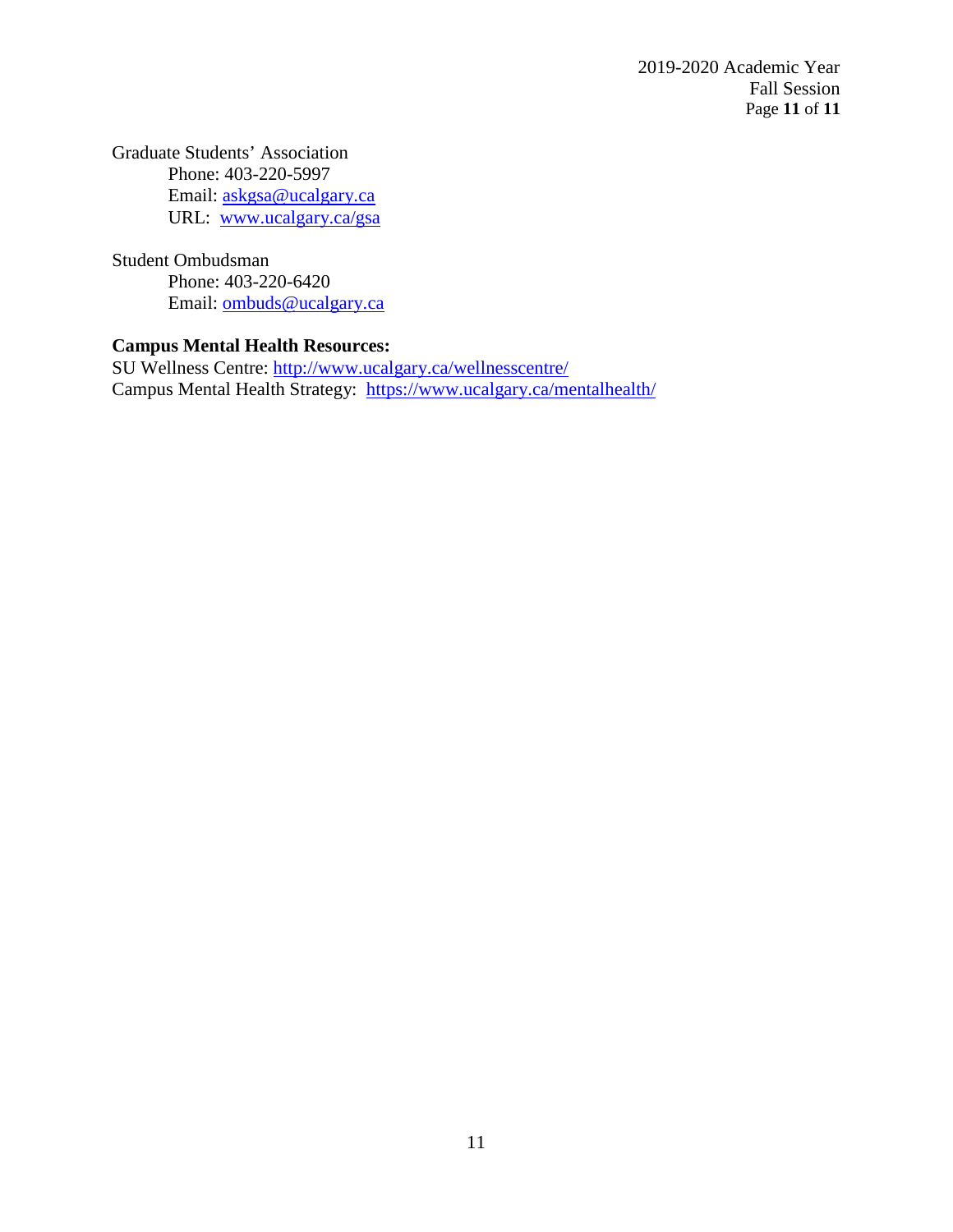Graduate Students' Association
  Phone: 403-220-5997
  Email: askgsa@ucalgary.ca
  URL: www.ucalgary.ca/gsa

Student Ombudsman
  Phone: 403-220-6420
  Email: ombuds@ucalgary.ca

**Campus Mental Health Resources:**
SU Wellness Centre: http://www.ucalgary.ca/wellnesscentre/
Campus Mental Health Strategy: https://www.ucalgary.ca/mentalhealth/